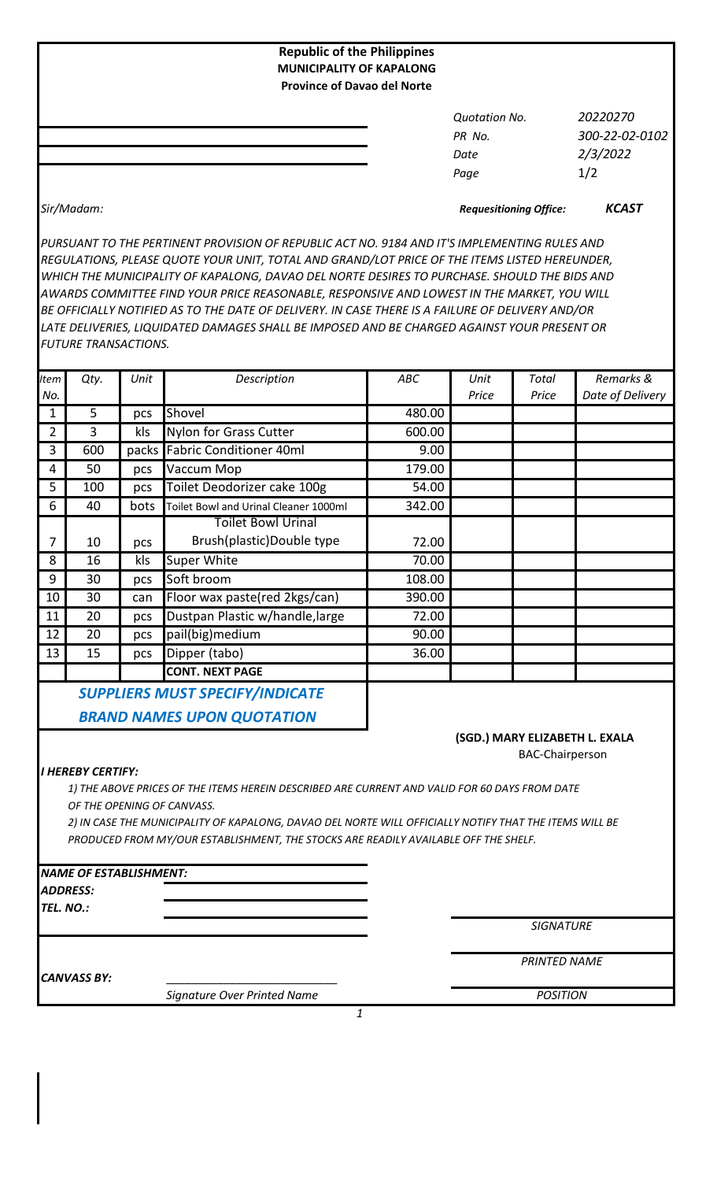**Republic of the Philippines**
**MUNICIPALITY OF KAPALONG**
**Province of Davao del Norte**

| | |
|---|---|
| *Quotation No.* | *20220270* |
| *PR No.* | *300-22-02-0102* |
| *Date* | *2/3/2022* |
| *Page* | 1/2 |

*Sir/Madam:*

*Requesitioning Office:* ***KCAST***

*PURSUANT TO THE PERTINENT PROVISION OF REPUBLIC ACT NO. 9184 AND IT'S IMPLEMENTING RULES AND REGULATIONS, PLEASE QUOTE YOUR UNIT, TOTAL AND GRAND/LOT PRICE OF THE ITEMS LISTED HEREUNDER, WHICH THE MUNICIPALITY OF KAPALONG, DAVAO DEL NORTE DESIRES TO PURCHASE. SHOULD THE BIDS AND AWARDS COMMITTEE FIND YOUR PRICE REASONABLE, RESPONSIVE AND LOWEST IN THE MARKET, YOU WILL BE OFFICIALLY NOTIFIED AS TO THE DATE OF DELIVERY. IN CASE THERE IS A FAILURE OF DELIVERY AND/OR LATE DELIVERIES, LIQUIDATED DAMAGES SHALL BE IMPOSED AND BE CHARGED AGAINST YOUR PRESENT OR FUTURE TRANSACTIONS.*

| *Item No.* | *Qty.* | *Unit* | *Description* | *ABC* | *Unit Price* | *Total Price* | *Remarks & Date of Delivery* |
|---|---|---|---|---|---|---|---|
| 1 | 5 | pcs | Shovel | 480.00 | | | |
| 2 | 3 | kls | Nylon for Grass Cutter | 600.00 | | | |
| 3 | 600 | packs | Fabric Conditioner 40ml | 9.00 | | | |
| 4 | 50 | pcs | Vaccum Mop | 179.00 | | | |
| 5 | 100 | pcs | Toilet Deodorizer cake 100g | 54.00 | | | |
| 6 | 40 | bots | Toilet Bowl and Urinal Cleaner 1000ml | 342.00 | | | |
| 7 | 10 | pcs | Toilet Bowl Urinal Brush(plastic)Double type | 72.00 | | | |
| 8 | 16 | kls | Super White | 70.00 | | | |
| 9 | 30 | pcs | Soft broom | 108.00 | | | |
| 10 | 30 | can | Floor wax paste(red 2kgs/can) | 390.00 | | | |
| 11 | 20 | pcs | Dustpan Plastic w/handle,large | 72.00 | | | |
| 12 | 20 | pcs | pail(big)medium | 90.00 | | | |
| 13 | 15 | pcs | Dipper (tabo) | 36.00 | | | |
| | | | **CONT. NEXT PAGE** | | | | |

***SUPPLIERS MUST SPECIFY/INDICATE BRAND NAMES UPON QUOTATION***

**(SGD.) MARY ELIZABETH L. EXALA**
BAC-Chairperson

***I HEREBY CERTIFY:***

*1) THE ABOVE PRICES OF THE ITEMS HEREIN DESCRIBED ARE CURRENT AND VALID FOR 60 DAYS FROM DATE OF THE OPENING OF CANVASS.*

*2) IN CASE THE MUNICIPALITY OF KAPALONG, DAVAO DEL NORTE WILL OFFICIALLY NOTIFY THAT THE ITEMS WILL BE PRODUCED FROM MY/OUR ESTABLISHMENT, THE STOCKS ARE READILY AVAILABLE OFF THE SHELF.*

***NAME OF ESTABLISHMENT:***

***ADDRESS:***

***TEL. NO.:***

*SIGNATURE*

*PRINTED NAME*

***CANVASS BY:*** \_\_\_\_\_\_\_\_\_\_\_\_\_\_\_\_\_\_\_\_\_\_\_\_\_\_\_

*Signature Over Printed Name*

*POSITION*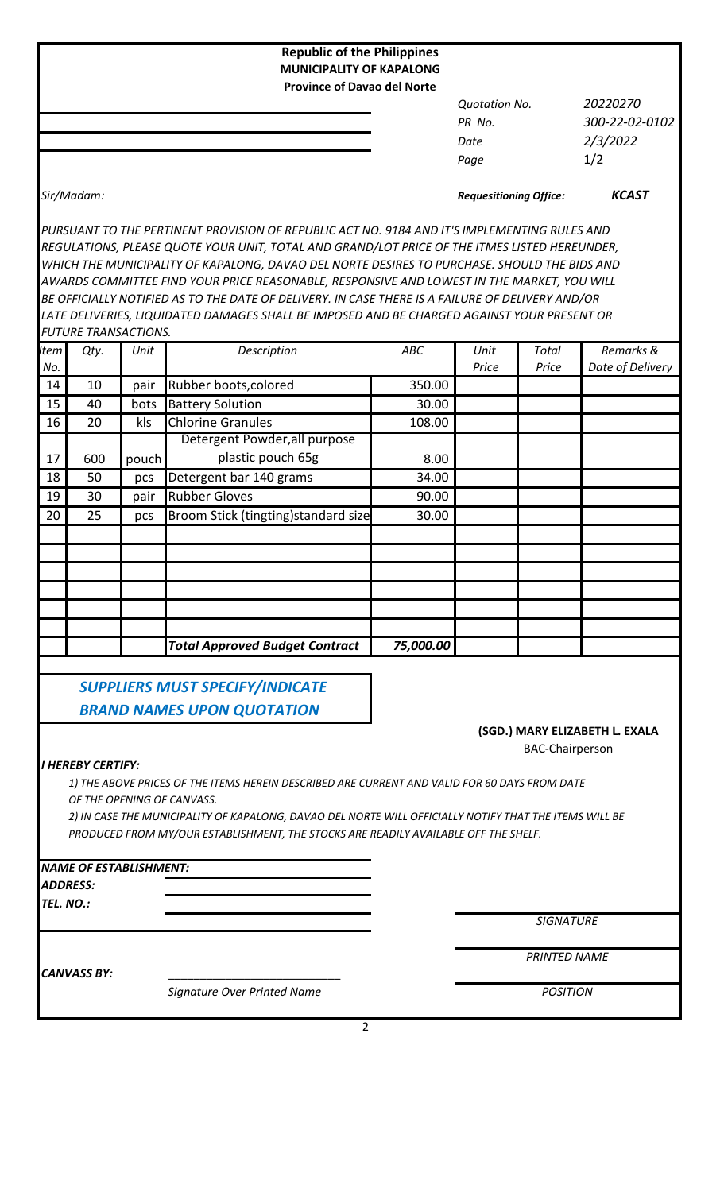**Republic of the Philippines**
**MUNICIPALITY OF KAPALONG**
**Province of Davao del Norte**

| | |
|---|---|
| *Quotation No.* | *20220270* |
| *PR No.* | *300-22-02-0102* |
| *Date* | *2/3/2022* |
| *Page* | *1/2* |

*Sir/Madam:*

***Requesitioning Office:*** ***KCAST***

*PURSUANT TO THE PERTINENT PROVISION OF REPUBLIC ACT NO. 9184 AND IT'S IMPLEMENTING RULES AND REGULATIONS, PLEASE QUOTE YOUR UNIT, TOTAL AND GRAND/LOT PRICE OF THE ITMES LISTED HEREUNDER, WHICH THE MUNICIPALITY OF KAPALONG, DAVAO DEL NORTE DESIRES TO PURCHASE. SHOULD THE BIDS AND AWARDS COMMITTEE FIND YOUR PRICE REASONABLE, RESPONSIVE AND LOWEST IN THE MARKET, YOU WILL BE OFFICIALLY NOTIFIED AS TO THE DATE OF DELIVERY. IN CASE THERE IS A FAILURE OF DELIVERY AND/OR LATE DELIVERIES, LIQUIDATED DAMAGES SHALL BE IMPOSED AND BE CHARGED AGAINST YOUR PRESENT OR FUTURE TRANSACTIONS.*

| *Item No.* | *Qty.* | *Unit* | *Description* | *ABC* | *Unit Price* | *Total Price* | *Remarks & Date of Delivery* |
|---|---|---|---|---|---|---|---|
| 14 | 10 | pair | Rubber boots,colored | 350.00 | | | |
| 15 | 40 | bots | Battery Solution | 30.00 | | | |
| 16 | 20 | kls | Chlorine Granules | 108.00 | | | |
| 17 | 600 | pouch | Detergent Powder,all purpose plastic pouch 65g | 8.00 | | | |
| 18 | 50 | pcs | Detergent bar 140 grams | 34.00 | | | |
| 19 | 30 | pair | Rubber Gloves | 90.00 | | | |
| 20 | 25 | pcs | Broom Stick (tingting)standard size | 30.00 | | | |
| | | | | | | | |
| | | | | | | | |
| | | | | | | | |
| | | | | | | | |
| | | | | | | | |
| | | | | | | | |
| | | | ***Total Approved Budget Contract*** | ***75,000.00*** | | | |

***SUPPLIERS MUST SPECIFY/INDICATE BRAND NAMES UPON QUOTATION***

**(SGD.) MARY ELIZABETH L. EXALA**
BAC-Chairperson

***I HEREBY CERTIFY:***

*1) THE ABOVE PRICES OF THE ITEMS HEREIN DESCRIBED ARE CURRENT AND VALID FOR 60 DAYS FROM DATE OF THE OPENING OF CANVASS.*

*2) IN CASE THE MUNICIPALITY OF KAPALONG, DAVAO DEL NORTE WILL OFFICIALLY NOTIFY THAT THE ITEMS WILL BE PRODUCED FROM MY/OUR ESTABLISHMENT, THE STOCKS ARE READILY AVAILABLE OFF THE SHELF.*

***NAME OF ESTABLISHMENT:*** ____________________

***ADDRESS:*** ____________________

***TEL. NO.:*** ____________________

____________________
*SIGNATURE*

____________________
*PRINTED NAME*

***CANVASS BY:*** ____________________
*Signature Over Printed Name*

____________________
*POSITION*